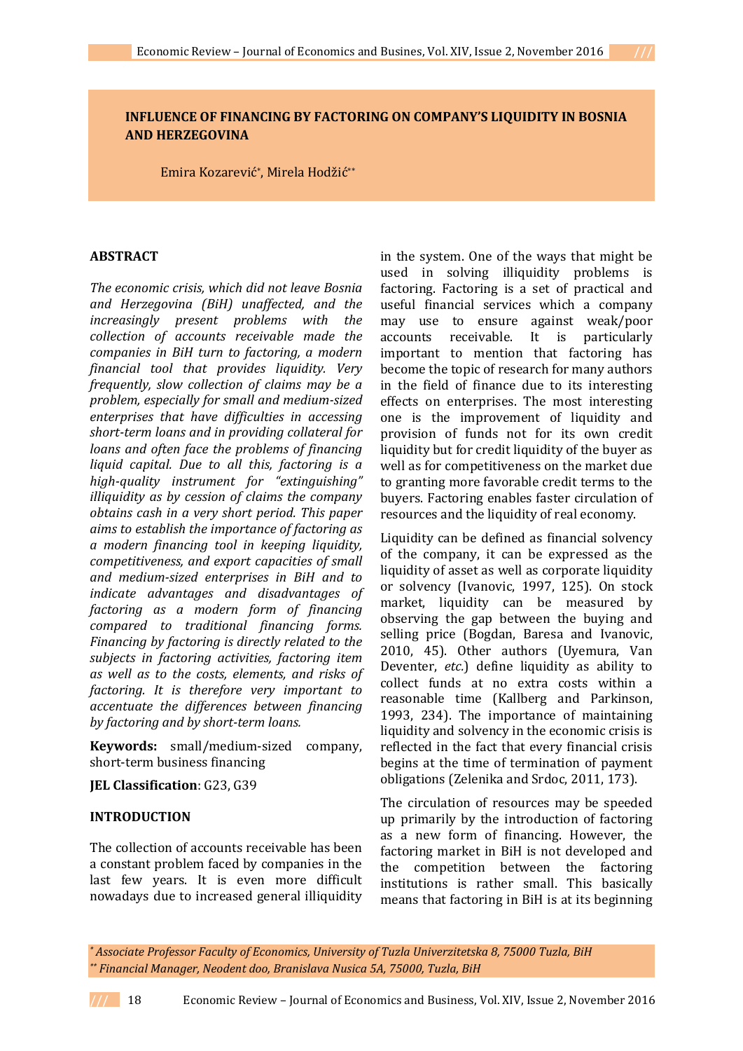# INFLUENCE OF FINANCING BY FACTORING ON COMPANY'S LIQUIDITY IN BOSNIA AND HERZEGOVINA

Emira Kozarević[*], Mirela Hodžić[**]

## ABSTRACT

*The economic crisis, which did not leave Bosnia and Herzegovina (BiH) unaffected, and the increasingly present problems with the collection of accounts receivable made the companies in BiH turn to factoring, a modern financial tool that provides liquidity. Very frequently, slow collection of claims may be a problem, especially for small and medium-sized enterprises that have difficulties in accessing short-term loans and in providing collateral for loans and often face the problems of financing liquid capital. Due to all this, factoring is a high-quality instrument for "extinguishing" illiquidity as by cession of claims the company obtains cash in a very short period. This paper aims to establish the importance of factoring as a modern financing tool in keeping liquidity, competitiveness, and export capacities of small and medium-sized enterprises in BiH and to indicate advantages and disadvantages of factoring as a modern form of financing compared to traditional financing forms. Financing by factoring is directly related to the subjects in factoring activities, factoring item as well as to the costs, elements, and risks of factoring. It is therefore very important to accentuate the differences between financing by factoring and by short-term loans.*

**Keywords:** small/medium-sized company, short-term business financing

**JEL Classification**: G23, G39

## INTRODUCTION

The collection of accounts receivable has been a constant problem faced by companies in the last few years. It is even more difficult nowadays due to increased general illiquidity in the system. One of the ways that might be used in solving illiquidity problems is factoring. Factoring is a set of practical and useful financial services which a company may use to ensure against weak/poor accounts receivable. It is particularly important to mention that factoring has become the topic of research for many authors in the field of finance due to its interesting effects on enterprises. The most interesting one is the improvement of liquidity and provision of funds not for its own credit liquidity but for credit liquidity of the buyer as well as for competitiveness on the market due to granting more favorable credit terms to the buyers. Factoring enables faster circulation of resources and the liquidity of real economy.

Liquidity can be defined as financial solvency of the company, it can be expressed as the liquidity of asset as well as corporate liquidity or solvency (Ivanovic, 1997, 125). On stock market, liquidity can be measured by observing the gap between the buying and selling price (Bogdan, Baresa and Ivanovic, 2010, 45). Other authors (Uyemura, Van Deventer, *etc.*) define liquidity as ability to collect funds at no extra costs within a reasonable time (Kallberg and Parkinson, 1993, 234). The importance of maintaining liquidity and solvency in the economic crisis is reflected in the fact that every financial crisis begins at the time of termination of payment obligations (Zelenika and Srdoc, 2011, 173).

The circulation of resources may be speeded up primarily by the introduction of factoring as a new form of financing. However, the factoring market in BiH is not developed and the competition between the factoring institutions is rather small. This basically means that factoring in BiH is at its beginning

[*] *Associate Professor Faculty of Economics, University of Tuzla Univerzitetska 8, 75000 Tuzla, BiH*

[**] *Financial Manager, Neodent doo, Branislava Nusica 5A, 75000, Tuzla, BiH*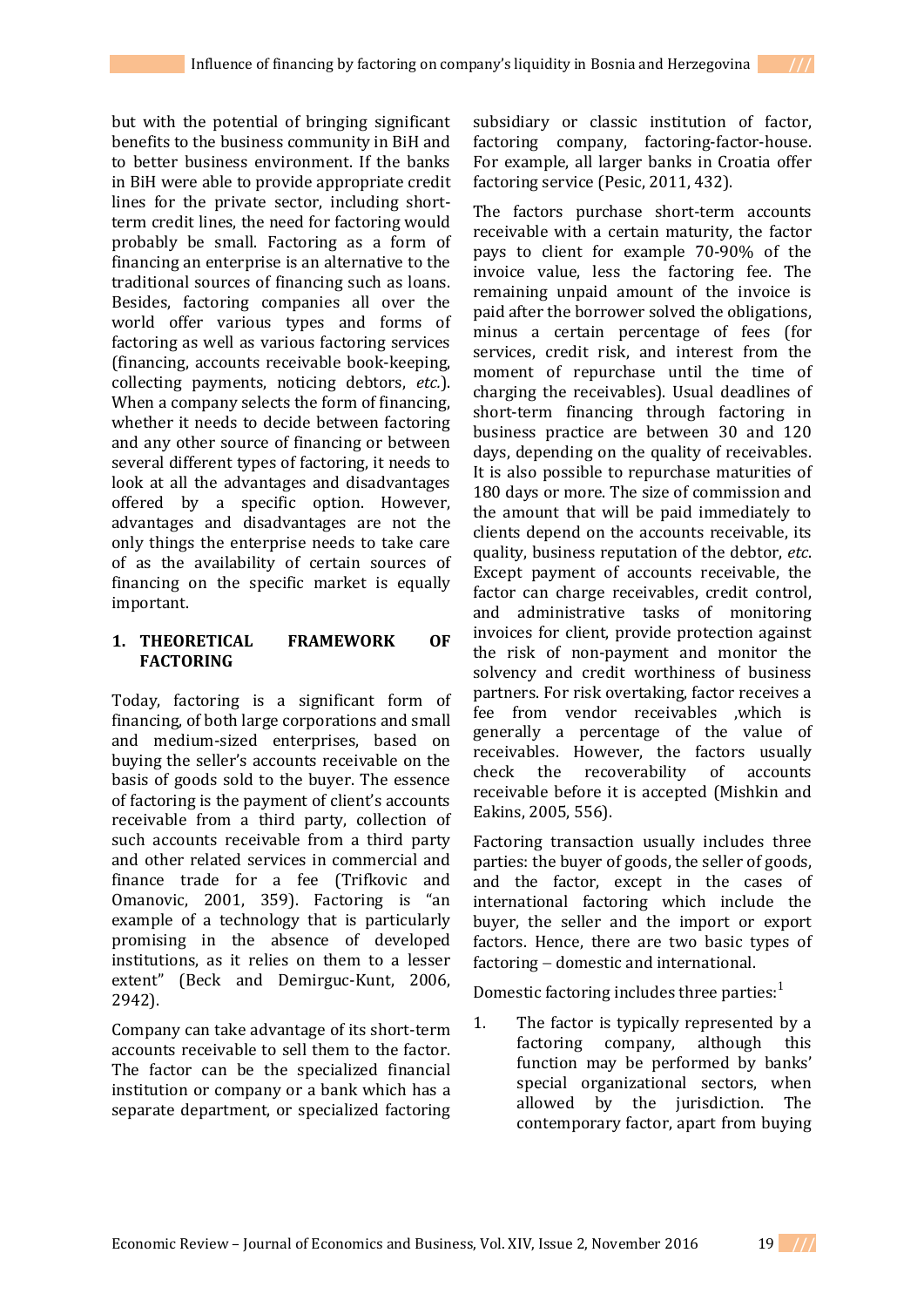but with the potential of bringing significant benefits to the business community in BiH and to better business environment. If the banks in BiH were able to provide appropriate credit lines for the private sector, including short-term credit lines, the need for factoring would probably be small. Factoring as a form of financing an enterprise is an alternative to the traditional sources of financing such as loans. Besides, factoring companies all over the world offer various types and forms of factoring as well as various factoring services (financing, accounts receivable book-keeping, collecting payments, noticing debtors, *etc.*). When a company selects the form of financing, whether it needs to decide between factoring and any other source of financing or between several different types of factoring, it needs to look at all the advantages and disadvantages offered by a specific option. However, advantages and disadvantages are not the only things the enterprise needs to take care of as the availability of certain sources of financing on the specific market is equally important.

## 1. THEORETICAL FRAMEWORK OF FACTORING

Today, factoring is a significant form of financing, of both large corporations and small and medium-sized enterprises, based on buying the seller's accounts receivable on the basis of goods sold to the buyer. The essence of factoring is the payment of client's accounts receivable from a third party, collection of such accounts receivable from a third party and other related services in commercial and finance trade for a fee (Trifkovic and Omanovic, 2001, 359). Factoring is "an example of a technology that is particularly promising in the absence of developed institutions, as it relies on them to a lesser extent" (Beck and Demirguc-Kunt, 2006, 2942).

Company can take advantage of its short-term accounts receivable to sell them to the factor. The factor can be the specialized financial institution or company or a bank which has a separate department, or specialized factoring subsidiary or classic institution of factor, factoring company, factoring-factor-house. For example, all larger banks in Croatia offer factoring service (Pesic, 2011, 432).

The factors purchase short-term accounts receivable with a certain maturity, the factor pays to client for example 70-90% of the invoice value, less the factoring fee. The remaining unpaid amount of the invoice is paid after the borrower solved the obligations, minus a certain percentage of fees (for services, credit risk, and interest from the moment of repurchase until the time of charging the receivables). Usual deadlines of short-term financing through factoring in business practice are between 30 and 120 days, depending on the quality of receivables. It is also possible to repurchase maturities of 180 days or more. The size of commission and the amount that will be paid immediately to clients depend on the accounts receivable, its quality, business reputation of the debtor, *etc*. Except payment of accounts receivable, the factor can charge receivables, credit control, and administrative tasks of monitoring invoices for client, provide protection against the risk of non-payment and monitor the solvency and credit worthiness of business partners. For risk overtaking, factor receives a fee from vendor receivables ,which is generally a percentage of the value of receivables. However, the factors usually check the recoverability of accounts receivable before it is accepted (Mishkin and Eakins, 2005, 556).

Factoring transaction usually includes three parties: the buyer of goods, the seller of goods, and the factor, except in the cases of international factoring which include the buyer, the seller and the import or export factors. Hence, there are two basic types of factoring – domestic and international.

Domestic factoring includes three parties:[1]

1. The factor is typically represented by a factoring company, although this function may be performed by banks' special organizational sectors, when allowed by the jurisdiction. The contemporary factor, apart from buying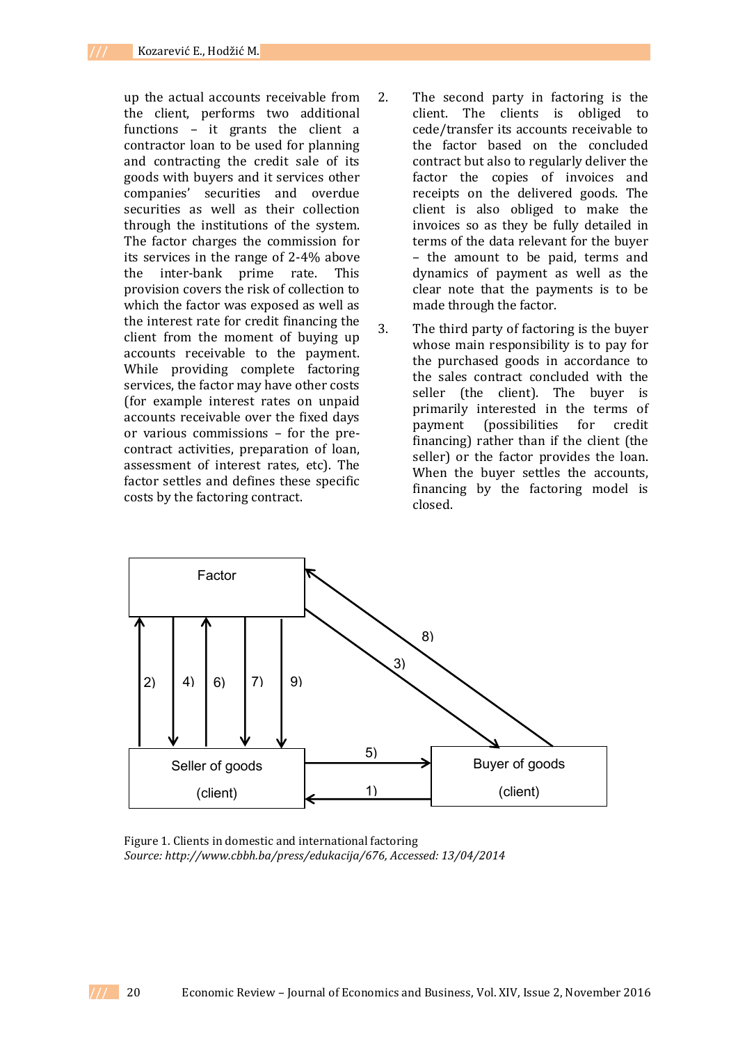up the actual accounts receivable from the client, performs two additional functions – it grants the client a contractor loan to be used for planning and contracting the credit sale of its goods with buyers and it services other companies' securities and overdue securities as well as their collection through the institutions of the system. The factor charges the commission for its services in the range of 2-4% above the inter-bank prime rate. This provision covers the risk of collection to which the factor was exposed as well as the interest rate for credit financing the client from the moment of buying up accounts receivable to the payment. While providing complete factoring services, the factor may have other costs (for example interest rates on unpaid accounts receivable over the fixed days or various commissions – for the pre-contract activities, preparation of loan, assessment of interest rates, etc). The factor settles and defines these specific costs by the factoring contract.

2. The second party in factoring is the client. The clients is obliged to cede/transfer its accounts receivable to the factor based on the concluded contract but also to regularly deliver the factor the copies of invoices and receipts on the delivered goods. The client is also obliged to make the invoices so as they be fully detailed in terms of the data relevant for the buyer – the amount to be paid, terms and dynamics of payment as well as the clear note that the payments is to be made through the factor.

3. The third party of factoring is the buyer whose main responsibility is to pay for the purchased goods in accordance to the the sales contract concluded with the seller (the client). The buyer is primarily interested in the terms of payment (possibilities for credit financing) rather than if the client (the seller) or the factor provides the loan. When the buyer settles the accounts, financing by the factoring model is closed.

Factor

2) 4) 6) 7) 9) 8) 3) 5) 1)

Seller of goods (client)

Buyer of goods (client)

Figure 1. Clients in domestic and international factoring
*Source: http://www.cbbh.ba/press/edukacija/676, Accessed: 13/04/2014*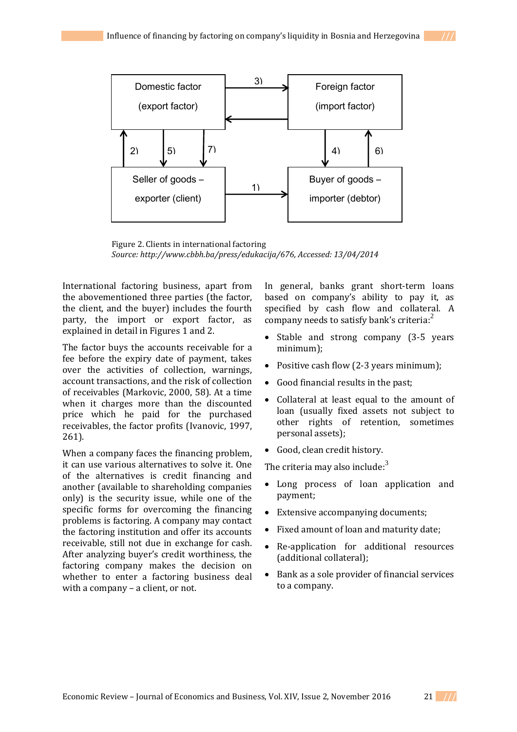Figure 2. Clients in international factoring
*Source: http://www.cbbh.ba/press/edukacija/676, Accessed: 13/04/2014*

International factoring business, apart from the abovementioned three parties (the factor, the client, and the buyer) includes the fourth party, the import or export factor, as explained in detail in Figures 1 and 2.

The factor buys the accounts receivable for a fee before the expiry date of payment, takes over the activities of collection, warnings, account transactions, and the risk of collection of receivables (Markovic, 2000, 58). At a time when it charges more than the discounted price which he paid for the purchased receivables, the factor profits (Ivanovic, 1997, 261).

When a company faces the financing problem, it can use various alternatives to solve it. One of the alternatives is credit financing and another (available to shareholding companies only) is the security issue, while one of the specific forms for overcoming the financing problems is factoring. A company may contact the factoring institution and offer its accounts receivable, still not due in exchange for cash. After analyzing buyer's credit worthiness, the factoring company makes the decision on whether to enter a factoring business deal with a company – a client, or not.

In general, banks grant short-term loans based on company's ability to pay it, as specified by cash flow and collateral. A company needs to satisfy bank's criteria:[2]

- Stable and strong company (3-5 years minimum);
- Positive cash flow (2-3 years minimum);
- Good financial results in the past;
- Collateral at least equal to the amount of loan (usually fixed assets not subject to other rights of retention, sometimes personal assets);
- Good, clean credit history.

The criteria may also include:[3]

- Long process of loan application and payment;
- Extensive accompanying documents;
- Fixed amount of loan and maturity date;
- Re-application for additional resources (additional collateral);
- Bank as a sole provider of financial services to a company.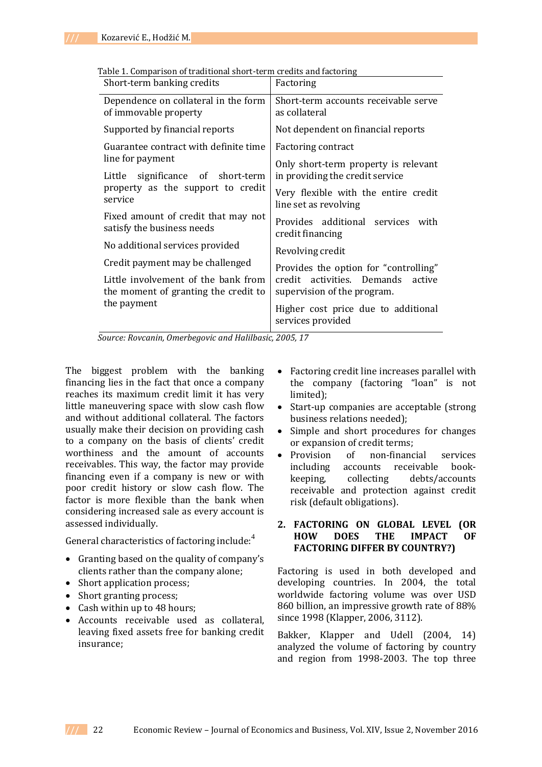Table 1. Comparison of traditional short-term credits and factoring

| Short-term banking credits | Factoring |
|---|---|
| Dependence on collateral in the form of immovable property | Short-term accounts receivable serve as collateral |
| Supported by financial reports | Not dependent on financial reports |
| Guarantee contract with definite time line for payment | Factoring contract |
| Little significance of short-term property as the support to credit service | Only short-term property is relevant in providing the credit service |
| Fixed amount of credit that may not satisfy the business needs | Very flexible with the entire credit line set as revolving |
| No additional services provided | Provides additional services with credit financing |
| Credit payment may be challenged | Revolving credit |
| Little involvement of the bank from the moment of granting the credit to the payment | Provides the option for "controlling" credit activities. Demands active supervision of the program. |
| | Higher cost price due to additional services provided |

*Source: Rovcanin, Omerbegovic and Halilbasic, 2005, 17*

The biggest problem with the banking financing lies in the fact that once a company reaches its maximum credit limit it has very little maneuvering space with slow cash flow and without additional collateral. The factors usually make their decision on providing cash to a company on the basis of clients' credit worthiness and the amount of accounts receivables. This way, the factor may provide financing even if a company is new or with poor credit history or slow cash flow. The factor is more flexible than the bank when considering increased sale as every account is assessed individually.

General characteristics of factoring include:[4]

- Granting based on the quality of company's clients rather than the company alone;
- Short application process;
- Short granting process;
- Cash within up to 48 hours;
- Accounts receivable used as collateral, leaving fixed assets free for banking credit insurance;
- Factoring credit line increases parallel with the company (factoring "loan" is not limited);
- Start-up companies are acceptable (strong business relations needed);
- Simple and short procedures for changes or expansion of credit terms;
- Provision of non-financial services including accounts receivable book-keeping, collecting debts/accounts receivable and protection against credit risk (default obligations).

## 2. FACTORING ON GLOBAL LEVEL (OR HOW DOES THE IMPACT OF FACTORING DIFFER BY COUNTRY?)

Factoring is used in both developed and developing countries. In 2004, the total worldwide factoring volume was over USD 860 billion, an impressive growth rate of 88% since 1998 (Klapper, 2006, 3112).

Bakker, Klapper and Udell (2004, 14) analyzed the volume of factoring by country and region from 1998-2003. The top three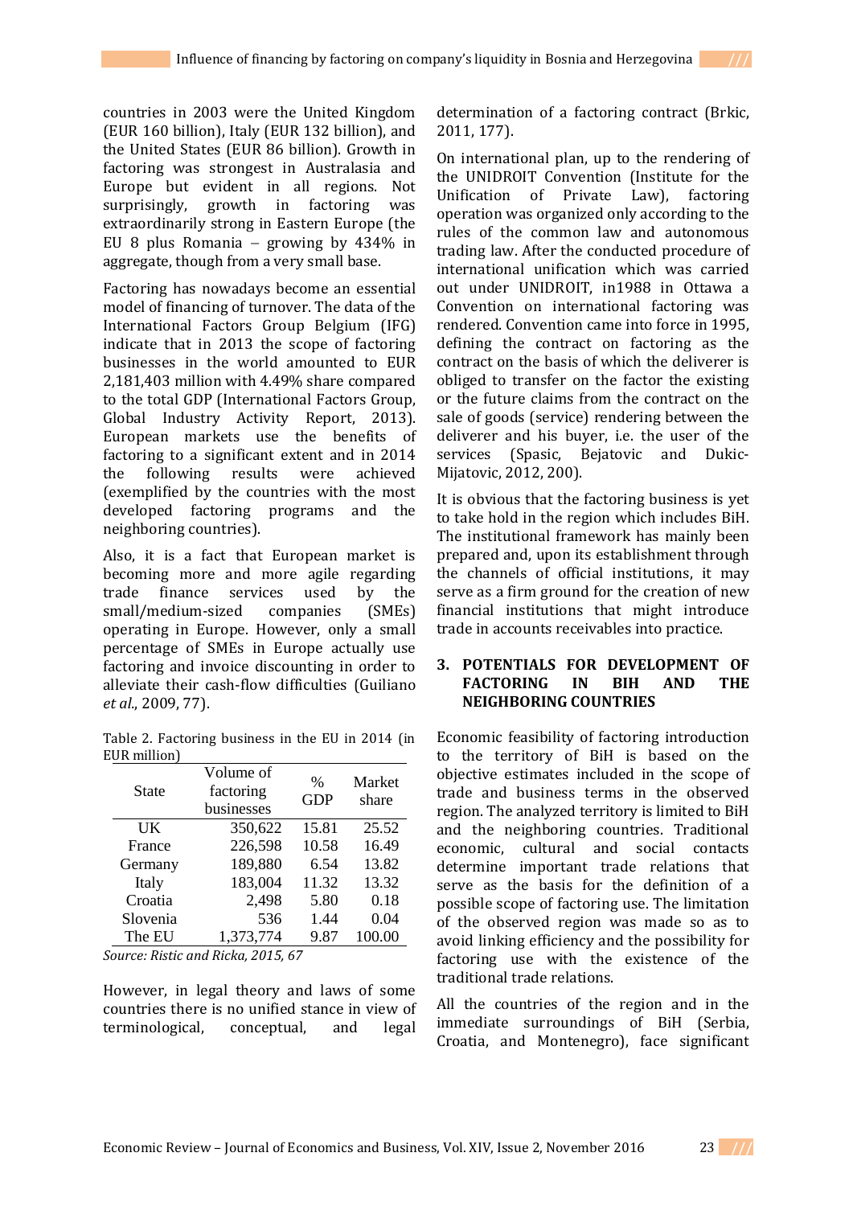countries in 2003 were the United Kingdom (EUR 160 billion), Italy (EUR 132 billion), and the United States (EUR 86 billion). Growth in factoring was strongest in Australasia and Europe but evident in all regions. Not surprisingly, growth in factoring was extraordinarily strong in Eastern Europe (the EU 8 plus Romania – growing by 434% in aggregate, though from a very small base.

Factoring has nowadays become an essential model of financing of turnover. The data of the International Factors Group Belgium (IFG) indicate that in 2013 the scope of factoring businesses in the world amounted to EUR 2,181,403 million with 4.49% share compared to the total GDP (International Factors Group, Global Industry Activity Report, 2013). European markets use the benefits of factoring to a significant extent and in 2014 the following results were achieved (exemplified by the countries with the most developed factoring programs and the neighboring countries).

Also, it is a fact that European market is becoming more and more agile regarding trade finance services used by the small/medium-sized companies (SMEs) operating in Europe. However, only a small percentage of SMEs in Europe actually use factoring and invoice discounting in order to alleviate their cash-flow difficulties (Guiliano *et al.*, 2009, 77).

Table 2. Factoring business in the EU in 2014 (in EUR million)

| State | Volume of factoring businesses | % GDP | Market share |
|---|---|---|---|
| UK | 350,622 | 15.81 | 25.52 |
| France | 226,598 | 10.58 | 16.49 |
| Germany | 189,880 | 6.54 | 13.82 |
| Italy | 183,004 | 11.32 | 13.32 |
| Croatia | 2,498 | 5.80 | 0.18 |
| Slovenia | 536 | 1.44 | 0.04 |
| The EU | 1,373,774 | 9.87 | 100.00 |

*Source: Ristic and Ricka, 2015, 67*

However, in legal theory and laws of some countries there is no unified stance in view of terminological, conceptual, and legal determination of a factoring contract (Brkic, 2011, 177).

On international plan, up to the rendering of the UNIDROIT Convention (Institute for the Unification of Private Law), factoring operation was organized only according to the rules of the common law and autonomous trading law. After the conducted procedure of international unification which was carried out under UNIDROIT, in1988 in Ottawa a Convention on international factoring was rendered. Convention came into force in 1995, defining the contract on factoring as the contract on the basis of which the deliverer is obliged to transfer on the factor the existing or the future claims from the contract on the sale of goods (service) rendering between the deliverer and his buyer, i.e. the user of the services (Spasic, Bejatovic and Dukic-Mijatovic, 2012, 200).

It is obvious that the factoring business is yet to take hold in the region which includes BiH. The institutional framework has mainly been prepared and, upon its establishment through the channels of official institutions, it may serve as a firm ground for the creation of new financial institutions that might introduce trade in accounts receivables into practice.

## 3. POTENTIALS FOR DEVELOPMENT OF FACTORING IN BIH AND THE NEIGHBORING COUNTRIES

Economic feasibility of factoring introduction to the territory of BiH is based on the objective estimates included in the scope of trade and business terms in the observed region. The analyzed territory is limited to BiH and the neighboring countries. Traditional economic, cultural and social contacts determine important trade relations that serve as the basis for the definition of a possible scope of factoring use. The limitation of the observed region was made so as to avoid linking efficiency and the possibility for factoring use with the existence of the traditional trade relations.

All the countries of the region and in the immediate surroundings of BiH (Serbia, Croatia, and Montenegro), face significant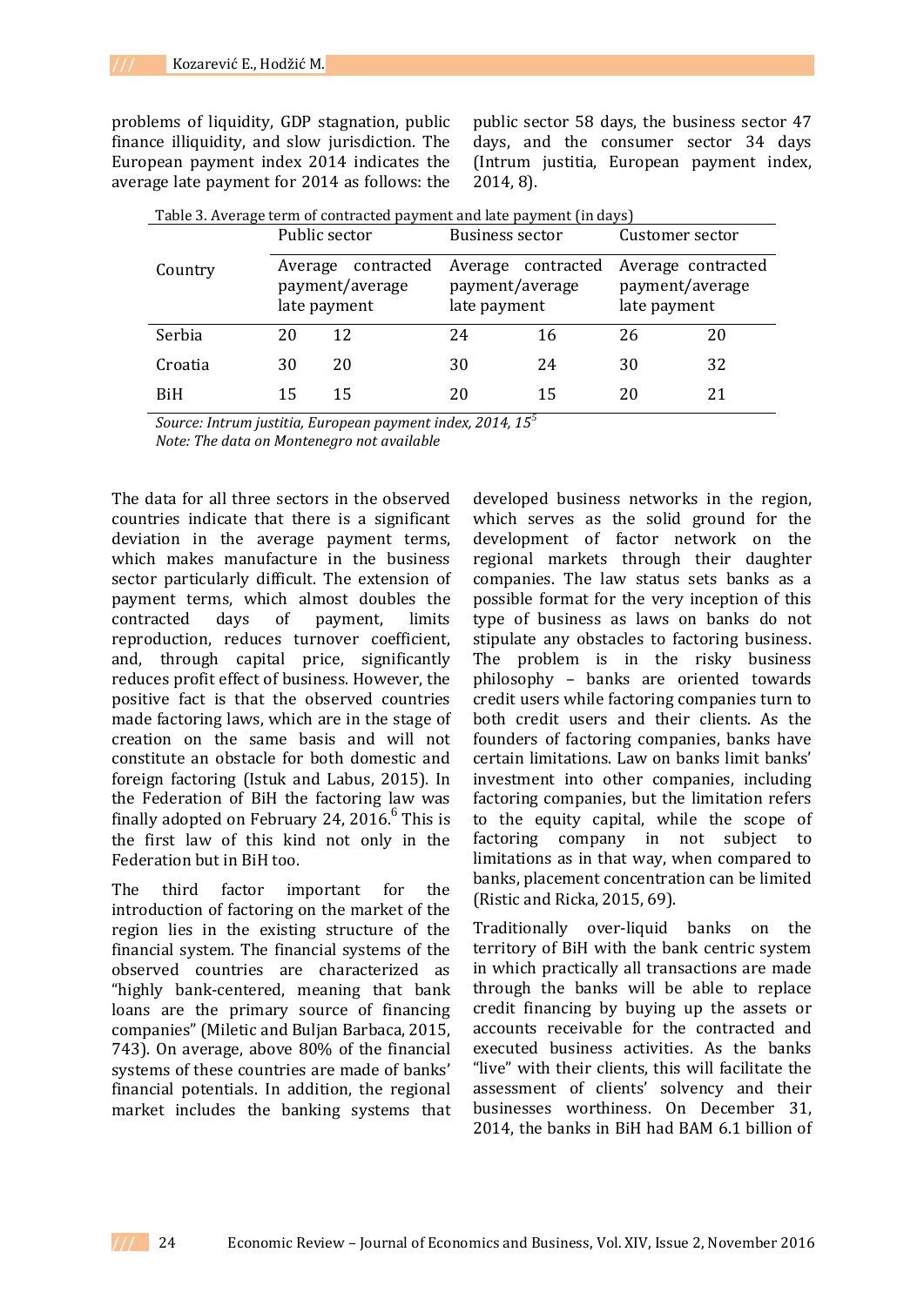problems of liquidity, GDP stagnation, public finance illiquidity, and slow jurisdiction. The European payment index 2014 indicates the average late payment for 2014 as follows: the public sector 58 days, the business sector 47 days, and the consumer sector 34 days (Intrum justitia, European payment index, 2014, 8).

Table 3. Average term of contracted payment and late payment (in days)

| Country | Public sector | | Business sector | | Customer sector | |
|---|---|---|---|---|---|---|
| | Average contracted payment/average late payment | | Average contracted payment/average late payment | | Average contracted payment/average late payment | |
| Serbia | 20 | 12 | 24 | 16 | 26 | 20 |
| Croatia | 30 | 20 | 30 | 24 | 30 | 32 |
| BiH | 15 | 15 | 20 | 15 | 20 | 21 |

*Source: Intrum justitia, European payment index, 2014, 15*[5]

*Note: The data on Montenegro not available*

The data for all three sectors in the observed countries indicate that there is a significant deviation in the average payment terms, which makes manufacture in the business sector particularly difficult. The extension of payment terms, which almost doubles the contracted days of payment, limits reproduction, reduces turnover coefficient, and, through capital price, significantly reduces profit effect of business. However, the positive fact is that the observed countries made factoring laws, which are in the stage of creation on the same basis and will not constitute an obstacle for both domestic and foreign factoring (Istuk and Labus, 2015). In the Federation of BiH the factoring law was finally adopted on February 24, 2016.[6] This is the first law of this kind not only in the Federation but in BiH too.

The third factor important for the introduction of factoring on the market of the region lies in the existing structure of the financial system. The financial systems of the observed countries are characterized as "highly bank-centered, meaning that bank loans are the primary source of financing companies" (Miletic and Buljan Barbaca, 2015, 743). On average, above 80% of the financial systems of these countries are made of banks' financial potentials. In addition, the regional market includes the banking systems that developed business networks in the region, which serves as the solid ground for the development of factor network on the regional markets through their daughter companies. The law status sets banks as a possible format for the very inception of this type of business as laws on banks do not stipulate any obstacles to factoring business. The problem is in the risky business philosophy – banks are oriented towards credit users while factoring companies turn to both credit users and their clients. As the founders of factoring companies, banks have certain limitations. Law on banks limit banks' investment into other companies, including factoring companies, but the limitation refers to the equity capital, while the scope of factoring company in not subject to limitations as in that way, when compared to banks, placement concentration can be limited (Ristic and Ricka, 2015, 69).

Traditionally over-liquid banks on the territory of BiH with the bank centric system in which practically all transactions are made through the banks will be able to replace credit financing by buying up the assets or accounts receivable for the contracted and executed business activities. As the banks "live" with their clients, this will facilitate the assessment of clients' solvency and their businesses worthiness. On December 31, 2014, the banks in BiH had BAM 6.1 billion of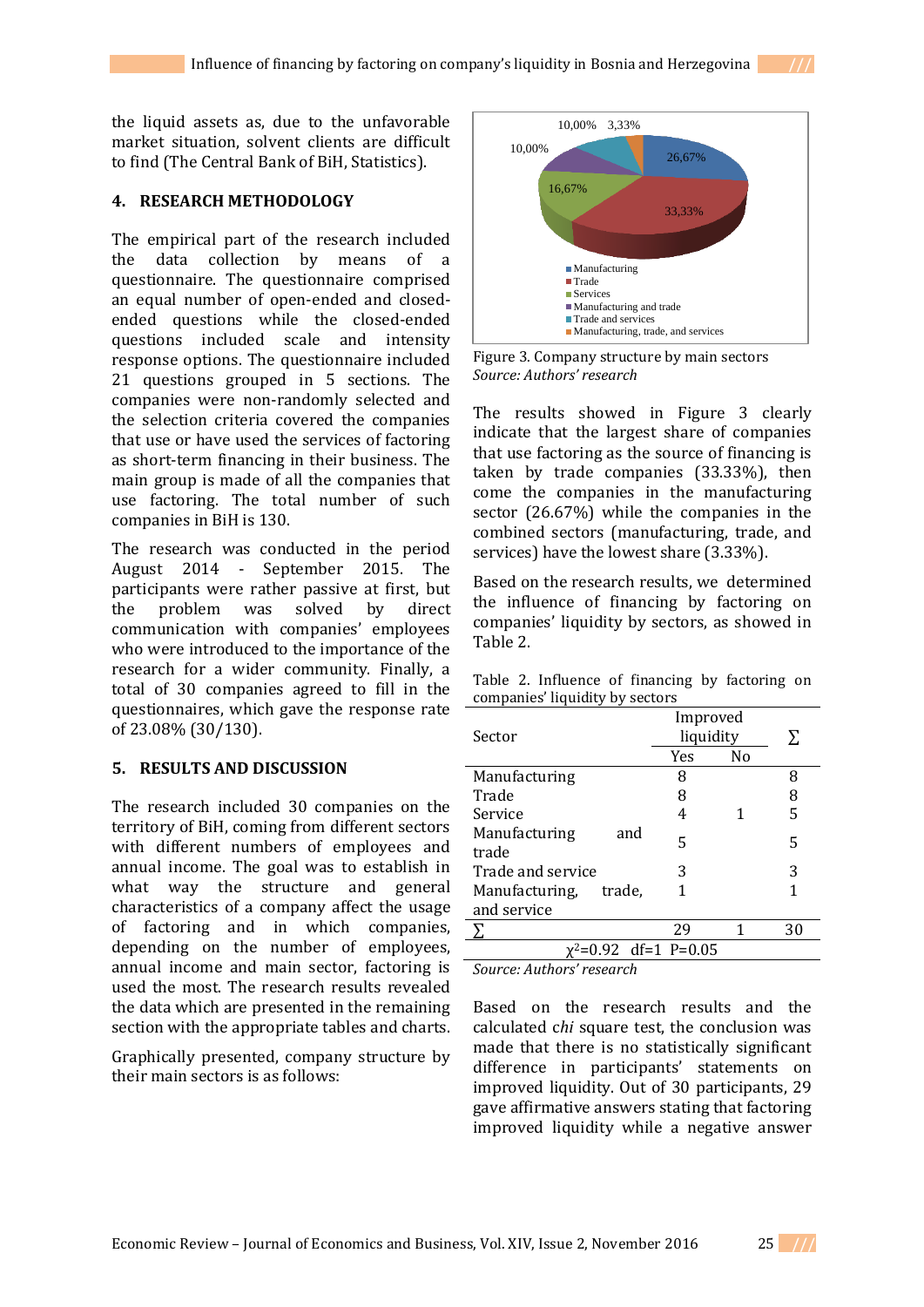the liquid assets as, due to the unfavorable market situation, solvent clients are difficult to find (The Central Bank of BiH, Statistics).

## 4. RESEARCH METHODOLOGY

The empirical part of the research included the data collection by means of a questionnaire. The questionnaire comprised an equal number of open-ended and closed-ended questions while the closed-ended questions included scale and intensity response options. The questionnaire included 21 questions grouped in 5 sections. The companies were non-randomly selected and the selection criteria covered the companies that use or have used the services of factoring as short-term financing in their business. The main group is made of all the companies that use factoring. The total number of such companies in BiH is 130.

The research was conducted in the period August 2014 - September 2015. The participants were rather passive at first, but the problem was solved by direct communication with companies' employees who were introduced to the importance of the research for a wider community. Finally, a total of 30 companies agreed to fill in the questionnaires, which gave the response rate of 23.08% (30/130).

## 5. RESULTS AND DISCUSSION

The research included 30 companies on the territory of BiH, coming from different sectors with different numbers of employees and annual income. The goal was to establish in what way the structure and general characteristics of a company affect the usage of factoring and in which companies, depending on the number of employees, annual income and main sector, factoring is used the most. The research results revealed the data which are presented in the remaining section with the appropriate tables and charts.

Graphically presented, company structure by their main sectors is as follows:

Figure 3. Company structure by main sectors
*Source: Authors' research*

The results showed in Figure 3 clearly indicate that the largest share of companies that use factoring as the source of financing is taken by trade companies (33.33%), then come the companies in the manufacturing sector (26.67%) while the companies in the combined sectors (manufacturing, trade, and services) have the lowest share (3.33%).

Based on the research results, we determined the influence of financing by factoring on companies' liquidity by sectors, as showed in Table 2.

Table 2. Influence of financing by factoring on companies' liquidity by sectors

| Sector | Improved liquidity | | ∑ |
|---|---|---|---|
| | Yes | No | |
| Manufacturing | 8 | | 8 |
| Trade | 8 | | 8 |
| Service | 4 | 1 | 5 |
| Manufacturing and trade | 5 | | 5 |
| Trade and service | 3 | | 3 |
| Manufacturing, trade, and service | 1 | | 1 |
| ∑ | 29 | 1 | 30 |
| $\chi^2$=0.92 df=1 P=0.05 | | | |

*Source: Authors' research*

Based on the research results and the calculated *chi* square test, the conclusion was made that there is no statistically significant difference in participants' statements on improved liquidity. Out of 30 participants, 29 gave affirmative answers stating that factoring improved liquidity while a negative answer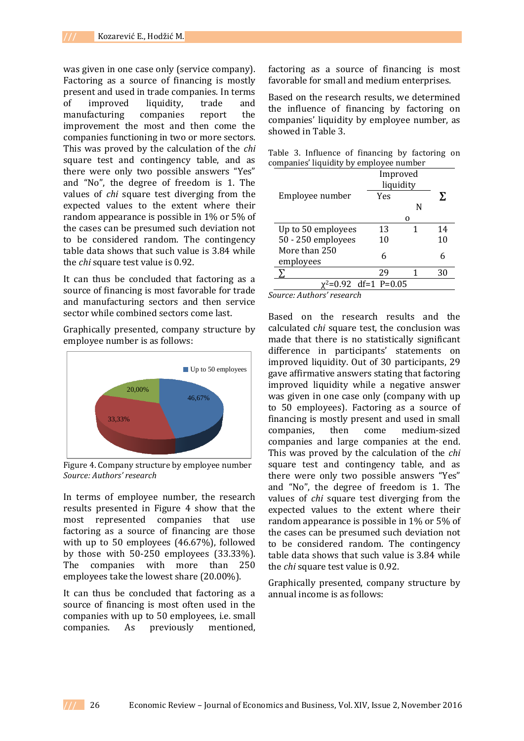was given in one case only (service company). Factoring as a source of financing is mostly present and used in trade companies. In terms of improved liquidity, trade and manufacturing companies report the improvement the most and then come the companies functioning in two or more sectors. This was proved by the calculation of the *chi* square test and contingency table, and as there were only two possible answers "Yes" and "No", the degree of freedom is 1. The values of *chi* square test diverging from the expected values to the extent where their random appearance is possible in 1% or 5% of the cases can be presumed such deviation not to be considered random. The contingency table data shows that such value is 3.84 while the *chi* square test value is 0.92.

It can thus be concluded that factoring as a source of financing is most favorable for trade and manufacturing sectors and then service sector while combined sectors come last.

Graphically presented, company structure by employee number is as follows:

Figure 4. Company structure by employee number
*Source: Authors' research*

In terms of employee number, the research results presented in Figure 4 show that the most represented companies that use factoring as a source of financing are those with up to 50 employees (46.67%), followed by those with 50-250 employees (33.33%). The companies with more than 250 employees take the lowest share (20.00%).

It can thus be concluded that factoring as a source of financing is most often used in the companies with up to 50 employees, i.e. small companies. As previously mentioned, factoring as a source of financing is most favorable for small and medium enterprises.

Based on the research results, we determined the influence of financing by factoring on companies' liquidity by employee number, as showed in Table 3.

Table 3. Influence of financing by factoring on companies' liquidity by employee number

| Employee number | Improved liquidity | | Σ |
|---|---|---|---|
| | Yes | No | |
| Up to 50 employees | 13 | 1 | 14 |
| 50 - 250 employees | 10 | | 10 |
| More than 250 employees | 6 | | 6 |
| Σ | 29 | 1 | 30 |
| $\chi^2$=0.92 df=1 P=0.05 | | | |

*Source: Authors' research*

Based on the research results and the calculated *chi* square test, the conclusion was made that there is no statistically significant difference in participants' statements on improved liquidity. Out of 30 participants, 29 gave affirmative answers stating that factoring improved liquidity while a negative answer was given in one case only (company with up to 50 employees). Factoring as a source of financing is mostly present and used in small companies, then come medium-sized companies and large companies at the end. This was proved by the calculation of the *chi* square test and contingency table, and as there were only two possible answers "Yes" and "No", the degree of freedom is 1. The values of *chi* square test diverging from the expected values to the extent where their random appearance is possible in 1% or 5% of the cases can be presumed such deviation not to be considered random. The contingency table data shows that such value is 3.84 while the *chi* square test value is 0.92.

Graphically presented, company structure by annual income is as follows: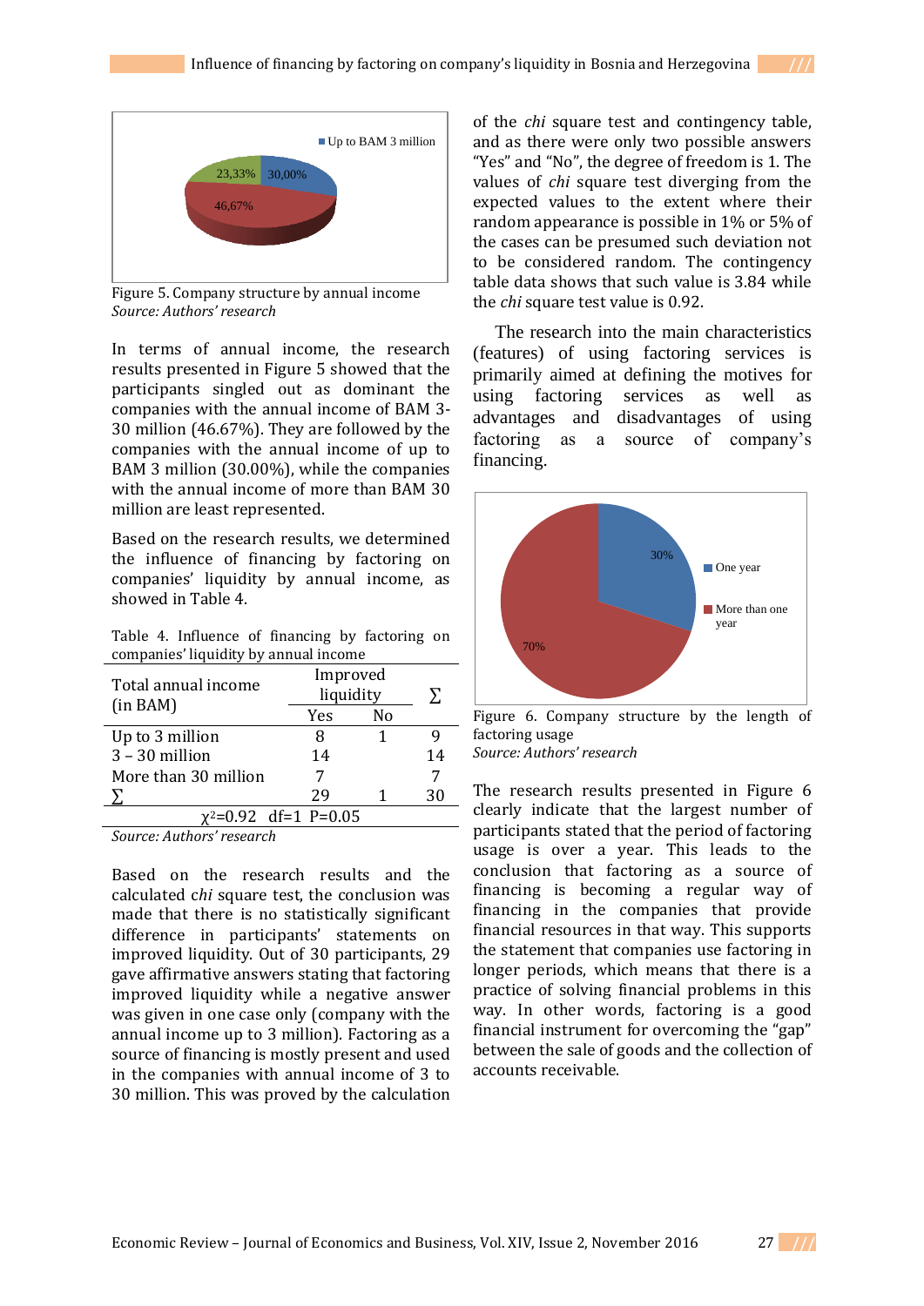Figure 5. Company structure by annual income
*Source: Authors' research*

In terms of annual income, the research results presented in Figure 5 showed that the participants singled out as dominant the companies with the annual income of BAM 3-30 million (46.67%). They are followed by the companies with the annual income of up to BAM 3 million (30.00%), while the companies with the annual income of more than BAM 30 million are least represented.

Based on the research results, we determined the influence of financing by factoring on companies' liquidity by annual income, as showed in Table 4.

Table 4. Influence of financing by factoring on companies' liquidity by annual income

| Total annual income (in BAM) | Improved liquidity | | ∑ |
|---|---|---|---|
| | Yes | No | |
| Up to 3 million | 8 | 1 | 9 |
| 3 – 30 million | 14 | | 14 |
| More than 30 million | 7 | | 7 |
| ∑ | 29 | 1 | 30 |
| $\chi^2$=0.92 df=1 P=0.05 | | | |

*Source: Authors' research*

Based on the research results and the calculated *chi* square test, the conclusion was made that there is no statistically significant difference in participants' statements on improved liquidity. Out of 30 participants, 29 gave affirmative answers stating that factoring improved liquidity while a negative answer was given in one case only (company with the annual income up to 3 million). Factoring as a source of financing is mostly present and used in the companies with annual income of 3 to 30 million. This was proved by the calculation of the *chi* square test and contingency table, and as there were only two possible answers "Yes" and "No", the degree of freedom is 1. The values of *chi* square test diverging from the expected values to the extent where their random appearance is possible in 1% or 5% of the cases can be presumed such deviation not to be considered random. The contingency table data shows that such value is 3.84 while the *chi* square test value is 0.92.

The research into the main characteristics (features) of using factoring services is primarily aimed at defining the motives for using factoring services as well as advantages and disadvantages of using factoring as a source of company's financing.

Figure 6. Company structure by the length of factoring usage
*Source: Authors' research*

The research results presented in Figure 6 clearly indicate that the largest number of participants stated that the period of factoring usage is over a year. This leads to the conclusion that factoring as a source of financing is becoming a regular way of financing in the companies that provide financial resources in that way. This supports the statement that companies use factoring in longer periods, which means that there is a practice of solving financial problems in this way. In other words, factoring is a good financial instrument for overcoming the "gap" between the sale of goods and the collection of accounts receivable.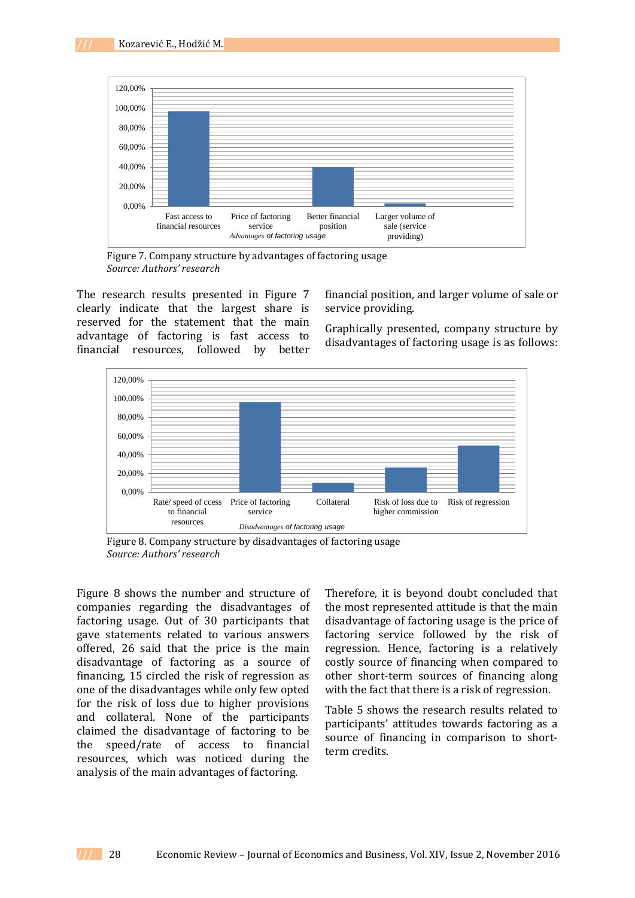Figure 7. Company structure by advantages of factoring usage
*Source: Authors' research*

The research results presented in Figure 7 clearly indicate that the largest share is reserved for the statement that the main advantage of factoring is fast access to financial resources, followed by better financial position, and larger volume of sale or service providing.

Graphically presented, company structure by disadvantages of factoring usage is as follows:

Figure 8. Company structure by disadvantages of factoring usage
*Source: Authors' research*

Figure 8 shows the number and structure of companies regarding the disadvantages of factoring usage. Out of 30 participants that gave statements related to various answers offered, 26 said that the price is the main disadvantage of factoring as a source of financing, 15 circled the risk of regression as one of the disadvantages while only few opted for the risk of loss due to higher provisions and collateral. None of the participants claimed the disadvantage of factoring to be the speed/rate of access to financial resources, which was noticed during the analysis of the main advantages of factoring.

Therefore, it is beyond doubt concluded that the most represented attitude is that the main disadvantage of factoring usage is the price of factoring service followed by the risk of regression. Hence, factoring is a relatively costly source of financing when compared to other short-term sources of financing along with the fact that there is a risk of regression.

Table 5 shows the research results related to participants' attitudes towards factoring as a source of financing in comparison to short-term credits.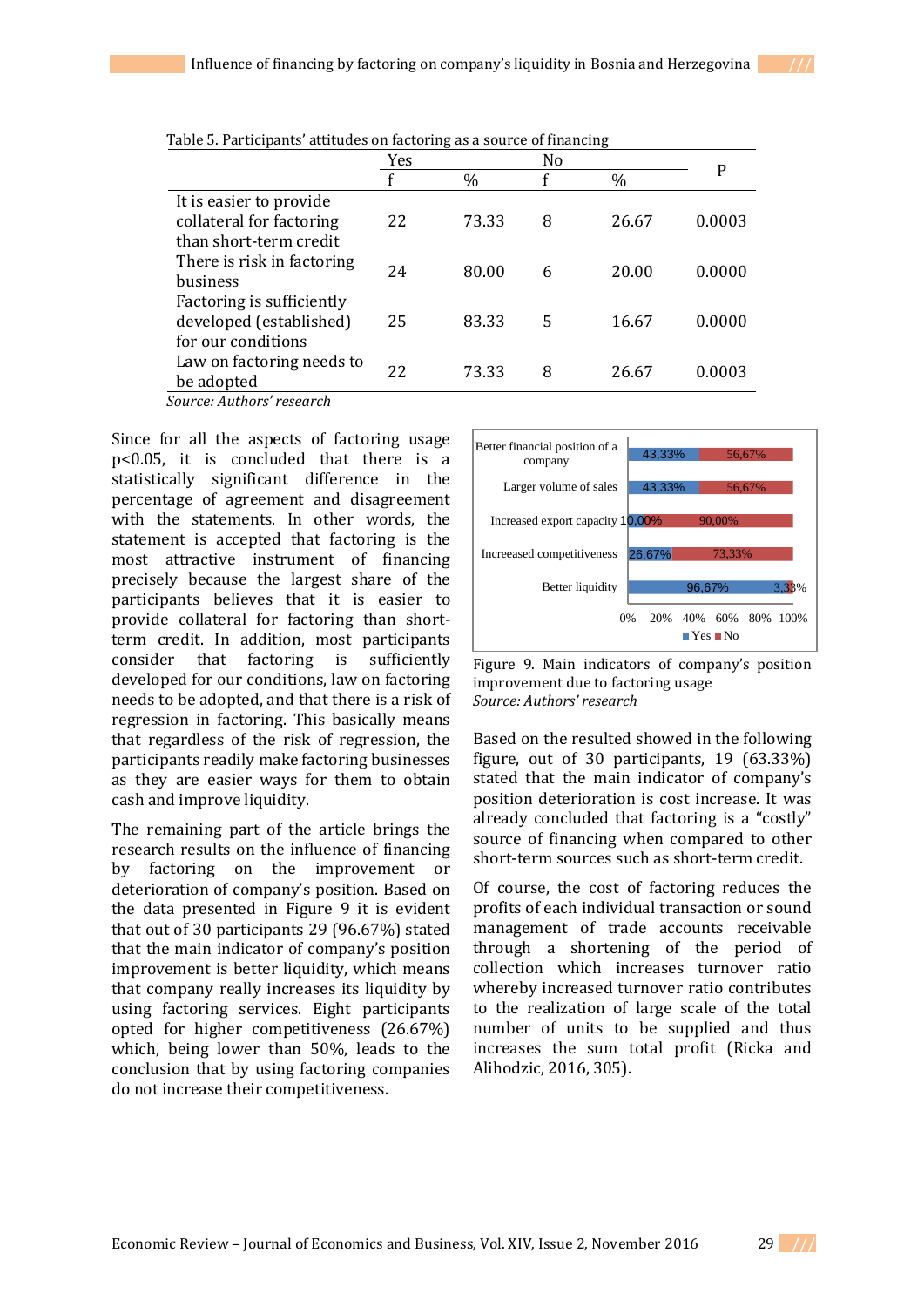Table 5. Participants' attitudes on factoring as a source of financing

| | Yes | | No | | P |
|---|---|---|---|---|---|
| | f | % | f | % | |
| It is easier to provide collateral for factoring than short-term credit | 22 | 73.33 | 8 | 26.67 | 0.0003 |
| There is risk in factoring business | 24 | 80.00 | 6 | 20.00 | 0.0000 |
| Factoring is sufficiently developed (established) for our conditions | 25 | 83.33 | 5 | 16.67 | 0.0000 |
| Law on factoring needs to be adopted | 22 | 73.33 | 8 | 26.67 | 0.0003 |

*Source: Authors' research*

Since for all the aspects of factoring usage $p<0.05$, it is concluded that there is a statistically significant difference in the percentage of agreement and disagreement with the statements. In other words, the statement is accepted that factoring is the most attractive instrument of financing precisely because the largest share of the participants believes that it is easier to provide collateral for factoring than short-term credit. In addition, most participants consider that factoring is sufficiently developed for our conditions, law on factoring needs to be adopted, and that there is a risk of regression in factoring. This basically means that regardless of the risk of regression, the participants readily make factoring businesses as they are easier ways for them to obtain cash and improve liquidity.

The remaining part of the article brings the research results on the influence of financing by factoring on the improvement or deterioration of company's position. Based on the data presented in Figure 9 it is evident that out of 30 participants 29 (96.67%) stated that the main indicator of company's position improvement is better liquidity, which means that company really increases its liquidity by using factoring services. Eight participants opted for higher competitiveness (26.67%) which, being lower than 50%, leads to the conclusion that by using factoring companies do not increase their competitiveness.

| | Yes | No |
|---|---|---|
| Better financial position of a company | 43,33% | 56,67% |
| Larger volume of sales | 43,33% | 56,67% |
| Increased export capacity | 10,00% | 90,00% |
| Increeased competitiveness | 26,67% | 73,33% |
| Better liquidity | 96,67% | 3,33% |

Figure 9. Main indicators of company's position improvement due to factoring usage
*Source: Authors' research*

Based on the resulted showed in the following figure, out of 30 participants, 19 (63.33%) stated that the main indicator of company's position deterioration is cost increase. It was already concluded that factoring is a "costly" source of financing when compared to other short-term sources such as short-term credit.

Of course, the cost of factoring reduces the profits of each individual transaction or sound management of trade accounts receivable through a shortening of the period of collection which increases turnover ratio whereby increased turnover ratio contributes to the realization of large scale of the total number of units to be supplied and thus increases the sum total profit (Ricka and Alihodzic, 2016, 305).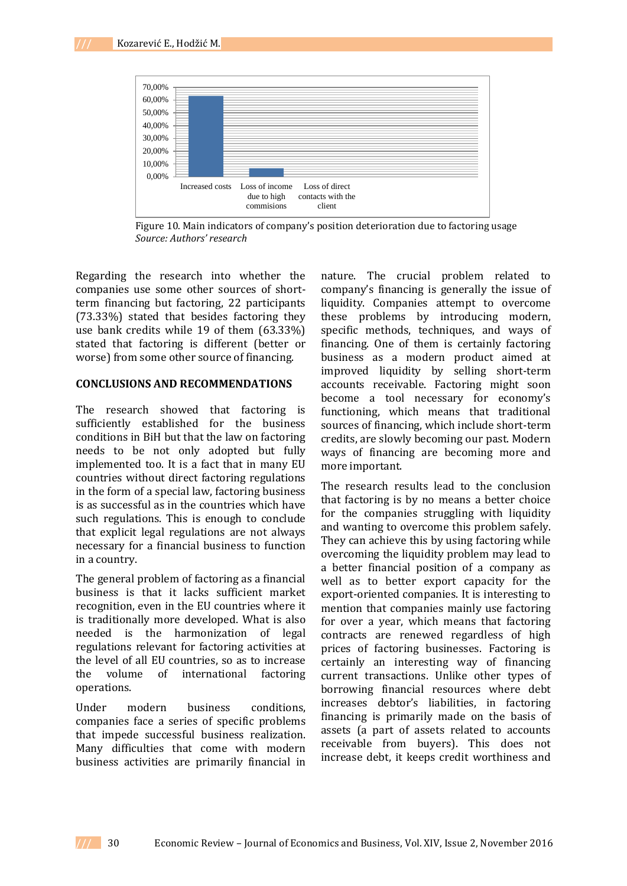Figure 10. Main indicators of company's position deterioration due to factoring usage
*Source: Authors' research*

Regarding the research into whether the companies use some other sources of short-term financing but factoring, 22 participants (73.33%) stated that besides factoring they use bank credits while 19 of them (63.33%) stated that factoring is different (better or worse) from some other source of financing.

## CONCLUSIONS AND RECOMMENDATIONS

The research showed that factoring is sufficiently established for the business conditions in BiH but that the law on factoring needs to be not only adopted but fully implemented too. It is a fact that in many EU countries without direct factoring regulations in the form of a special law, factoring business is as successful as in the countries which have such regulations. This is enough to conclude that explicit legal regulations are not always necessary for a financial business to function in a country.

The general problem of factoring as a financial business is that it lacks sufficient market recognition, even in the EU countries where it is traditionally more developed. What is also needed is the harmonization of legal regulations relevant for factoring activities at the level of all EU countries, so as to increase the volume of international factoring operations.

Under modern business conditions, companies face a series of specific problems that impede successful business realization. Many difficulties that come with modern business activities are primarily financial in nature. The crucial problem related to company's financing is generally the issue of liquidity. Companies attempt to overcome these problems by introducing modern, specific methods, techniques, and ways of financing. One of them is certainly factoring business as a modern product aimed at improved liquidity by selling short-term accounts receivable. Factoring might soon become a tool necessary for economy's functioning, which means that traditional sources of financing, which include short-term credits, are slowly becoming our past. Modern ways of financing are becoming more and more important.

The research results lead to the conclusion that factoring is by no means a better choice for the companies struggling with liquidity and wanting to overcome this problem safely. They can achieve this by using factoring while overcoming the liquidity problem may lead to a better financial position of a company as well as to better export capacity for the export-oriented companies. It is interesting to mention that companies mainly use factoring for over a year, which means that factoring contracts are renewed regardless of high prices of factoring businesses. Factoring is certainly an interesting way of financing current transactions. Unlike other types of borrowing financial resources where debt increases debtor's liabilities, in factoring financing is primarily made on the basis of assets (a part of assets related to accounts receivable from buyers). This does not increase debt, it keeps credit worthiness and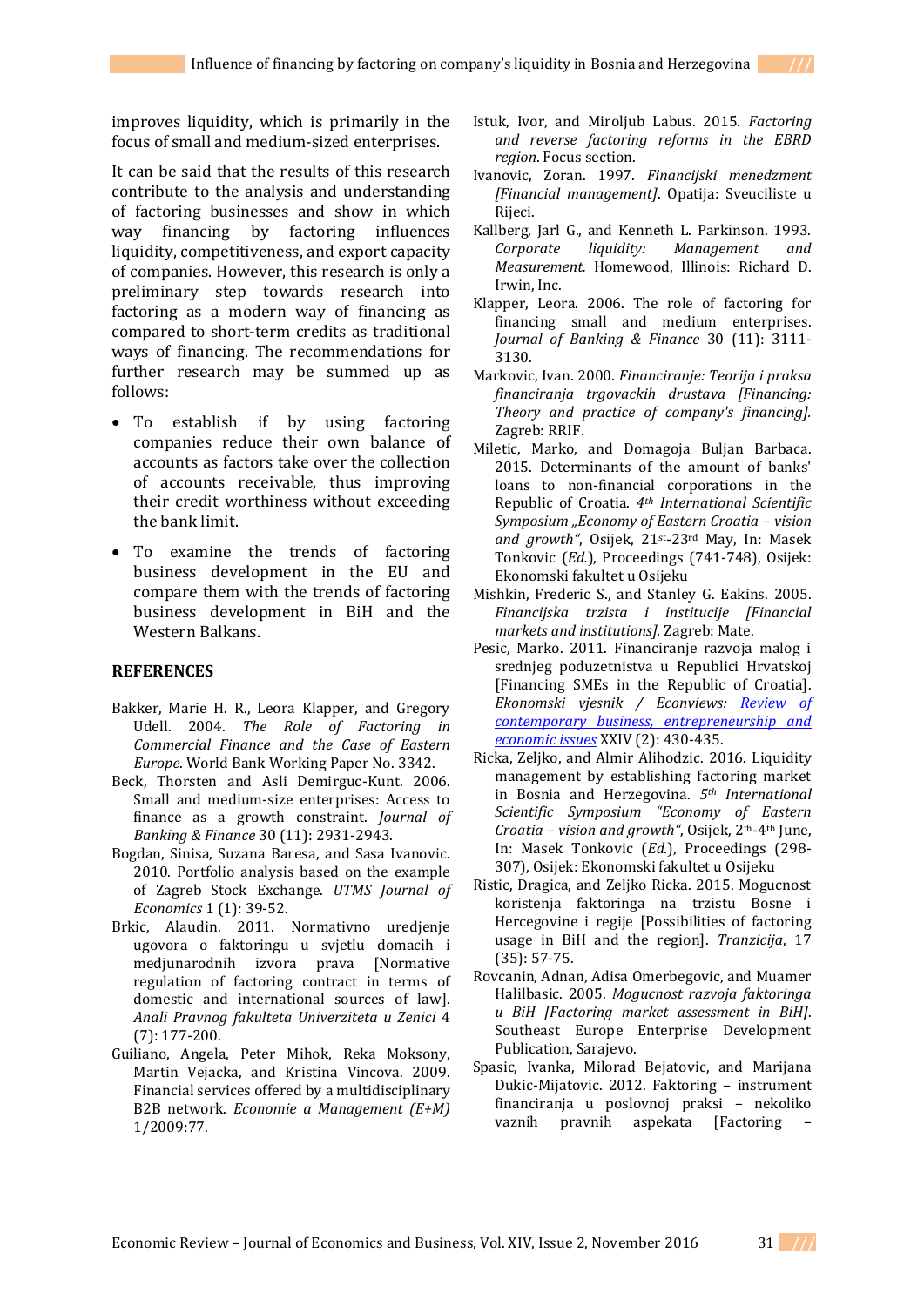improves liquidity, which is primarily in the focus of small and medium-sized enterprises.

It can be said that the results of this research contribute to the analysis and understanding of factoring businesses and show in which way financing by factoring influences liquidity, competitiveness, and export capacity of companies. However, this research is only a preliminary step towards research into factoring as a modern way of financing as compared to short-term credits as traditional ways of financing. The recommendations for further research may be summed up as follows:

- To establish if by using factoring companies reduce their own balance of accounts as factors take over the collection of accounts receivable, thus improving their credit worthiness without exceeding the bank limit.
- To examine the trends of factoring business development in the EU and compare them with the trends of factoring business development in BiH and the Western Balkans.

## REFERENCES

Bakker, Marie H. R., Leora Klapper, and Gregory Udell. 2004. *The Role of Factoring in Commercial Finance and the Case of Eastern Europe*. World Bank Working Paper No. 3342.

Beck, Thorsten and Asli Demirguc-Kunt. 2006. Small and medium-size enterprises: Access to finance as a growth constraint. *Journal of Banking & Finance* 30 (11): 2931-2943.

Bogdan, Sinisa, Suzana Baresa, and Sasa Ivanovic. 2010. Portfolio analysis based on the example of Zagreb Stock Exchange. *UTMS Journal of Economics* 1 (1): 39-52.

Brkic, Alaudin. 2011. Normativno uredjenje ugovora o faktoringu u svjetlu domacih i medjunarodnih izvora prava [Normative regulation of factoring contract in terms of domestic and international sources of law]. *Anali Pravnog fakulteta Univerziteta u Zenici* 4 (7): 177-200.

Guiliano, Angela, Peter Mihok, Reka Moksony, Martin Vejacka, and Kristina Vincova. 2009. Financial services offered by a multidisciplinary B2B network. *Economie a Management (E+M)* 1/2009:77.

Istuk, Ivor, and Miroljub Labus. 2015. *Factoring and reverse factoring reforms in the EBRD region*. Focus section.

Ivanovic, Zoran. 1997. *Financijski menedzment [Financial management]*. Opatija: Sveuciliste u Rijeci.

Kallberg, Jarl G., and Kenneth L. Parkinson. 1993. *Corporate liquidity: Management and Measurement.* Homewood, Illinois: Richard D. Irwin, Inc.

Klapper, Leora. 2006. The role of factoring for financing small and medium enterprises. *Journal of Banking & Finance* 30 (11): 3111-3130.

Markovic, Ivan. 2000. *Financiranje: Teorija i praksa financiranja trgovackih drustava [Financing: Theory and practice of company's financing].* Zagreb: RRIF.

Miletic, Marko, and Domagoja Buljan Barbaca. 2015. Determinants of the amount of banks' loans to non-financial corporations in the Republic of Croatia. *4th International Scientific Symposium „Economy of Eastern Croatia – vision and growth"*, Osijek, 21st-23rd May, In: Masek Tonkovic (*Ed.*), Proceedings (741-748), Osijek: Ekonomski fakultet u Osijeku

Mishkin, Frederic S., and Stanley G. Eakins. 2005. *Financijska trzista i institucije [Financial markets and institutions].* Zagreb: Mate.

Pesic, Marko. 2011. Financiranje razvoja malog i srednjeg poduzetnistva u Republici Hrvatskoj [Financing SMEs in the Republic of Croatia]. *Ekonomski vjesnik / Econviews: Review of contemporary business, entrepreneurship and economic issues* XXIV (2): 430-435.

Ricka, Zeljko, and Almir Alihodzic. 2016. Liquidity management by establishing factoring market in Bosnia and Herzegovina. *5th International Scientific Symposium "Economy of Eastern Croatia – vision and growth"*, Osijek, 2th-4th June, In: Masek Tonkovic (*Ed.*), Proceedings (298-307), Osijek: Ekonomski fakultet u Osijeku

Ristic, Dragica, and Zeljko Ricka. 2015. Mogucnost koristenja faktoringa na trzistu Bosne i Hercegovine i regije [Possibilities of factoring usage in BiH and the region]. *Tranzicija*, 17 (35): 57-75.

Rovcanin, Adnan, Adisa Omerbegovic, and Muamer Halilbasic. 2005. *Mogucnost razvoja faktoringa u BiH [Factoring market assessment in BiH].* Southeast Europe Enterprise Development Publication, Sarajevo.

Spasic, Ivanka, Milorad Bejatovic, and Marijana Dukic-Mijatovic. 2012. Faktoring – instrument financiranja u poslovnoj praksi – nekoliko vaznih pravnih aspekata [Factoring –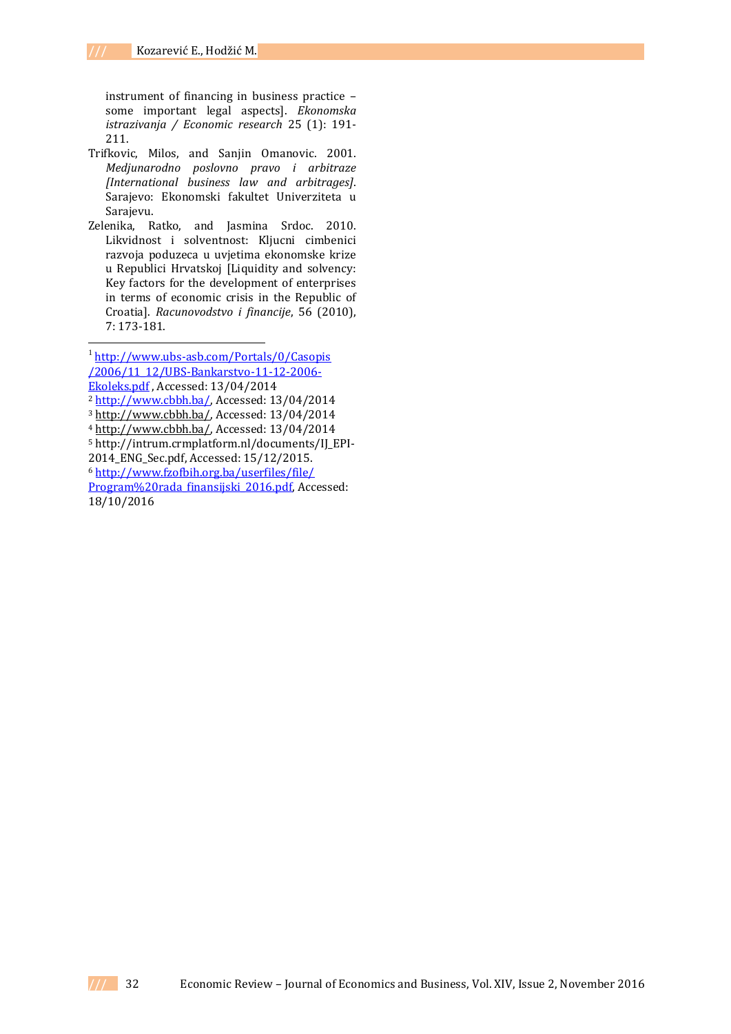instrument of financing in business practice – some important legal aspects]. *Ekonomska istrazivanja / Economic research* 25 (1): 191-211.

Trifkovic, Milos, and Sanjin Omanovic. 2001. *Medjunarodno poslovno pravo i arbitraze [International business law and arbitrages]*. Sarajevo: Ekonomski fakultet Univerziteta u Sarajevu.

Zelenika, Ratko, and Jasmina Srdoc. 2010. Likvidnost i solventnost: Kljucni cimbenici razvoja poduzeca u uvjetima ekonomske krize u Republici Hrvatskoj [Liquidity and solvency: Key factors for the development of enterprises in terms of economic crisis in the Republic of Croatia]. *Racunovodstvo i financije*, 56 (2010), 7: 173-181.

---

[1] http://www.ubs-asb.com/Portals/0/Casopis/2006/11_12/UBS-Bankarstvo-11-12-2006-Ekoleks.pdf , Accessed: 13/04/2014

[2] http://www.cbbh.ba/, Accessed: 13/04/2014

[3] http://www.cbbh.ba/, Accessed: 13/04/2014

[4] http://www.cbbh.ba/, Accessed: 13/04/2014

[5] http://intrum.crmplatform.nl/documents/IJ_EPI-2014_ENG_Sec.pdf, Accessed: 15/12/2015.

[6] http://www.fzofbih.org.ba/userfiles/file/Program%20rada_finansijski_2016.pdf, Accessed: 18/10/2016